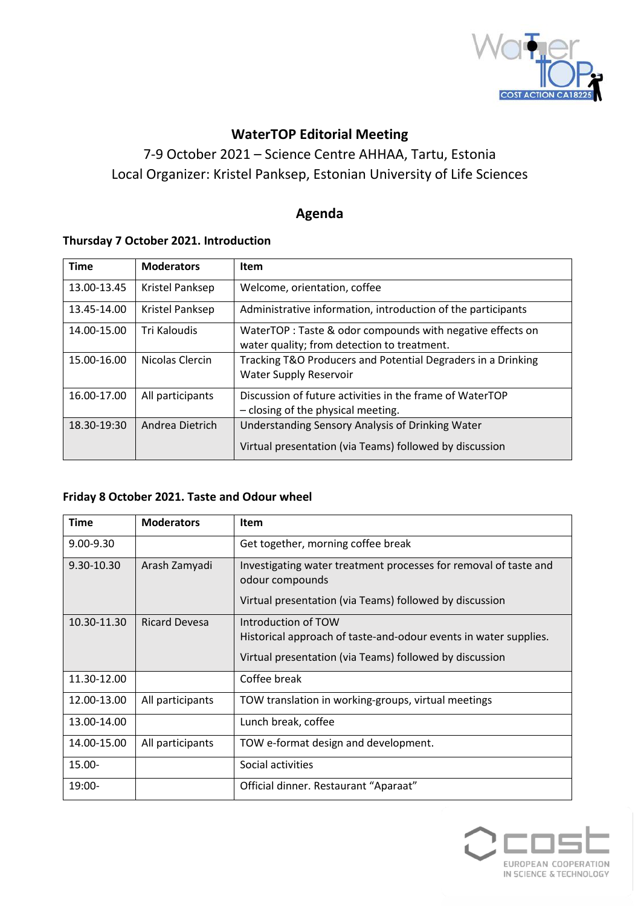# WaterTOP Editorial Meeting

7-9 October 2021 – Science Centre AHHAA, Tartu, Estonia
Local Organizer: Kristel Panksep, Estonian University of Life Sciences

## Agenda

### Thursday 7 October 2021. Introduction

| Time | Moderators | Item |
| --- | --- | --- |
| 13.00-13.45 | Kristel Panksep | Welcome, orientation, coffee |
| 13.45-14.00 | Kristel Panksep | Administrative information, introduction of the participants |
| 14.00-15.00 | Tri Kaloudis | WaterTOP : Taste & odor compounds with negative effects on water quality; from detection to treatment. |
| 15.00-16.00 | Nicolas Clercin | Tracking T&O Producers and Potential Degraders in a Drinking Water Supply Reservoir |
| 16.00-17.00 | All participants | Discussion of future activities in the frame of WaterTOP – closing of the physical meeting. |
| 18.30-19:30 | Andrea Dietrich | Understanding Sensory Analysis of Drinking Water<br><br>Virtual presentation (via Teams) followed by discussion |

### Friday 8 October 2021. Taste and Odour wheel

| Time | Moderators | Item |
| --- | --- | --- |
| 9.00-9.30 | | Get together, morning coffee break |
| 9.30-10.30 | Arash Zamyadi | Investigating water treatment processes for removal of taste and odour compounds<br><br>Virtual presentation (via Teams) followed by discussion |
| 10.30-11.30 | Ricard Devesa | Introduction of TOW<br>Historical approach of taste-and-odour events in water supplies.<br><br>Virtual presentation (via Teams) followed by discussion |
| 11.30-12.00 | | Coffee break |
| 12.00-13.00 | All participants | TOW translation in working-groups, virtual meetings |
| 13.00-14.00 | | Lunch break, coffee |
| 14.00-15.00 | All participants | TOW e-format design and development. |
| 15.00- | | Social activities |
| 19:00- | | Official dinner. Restaurant "Aparaat" |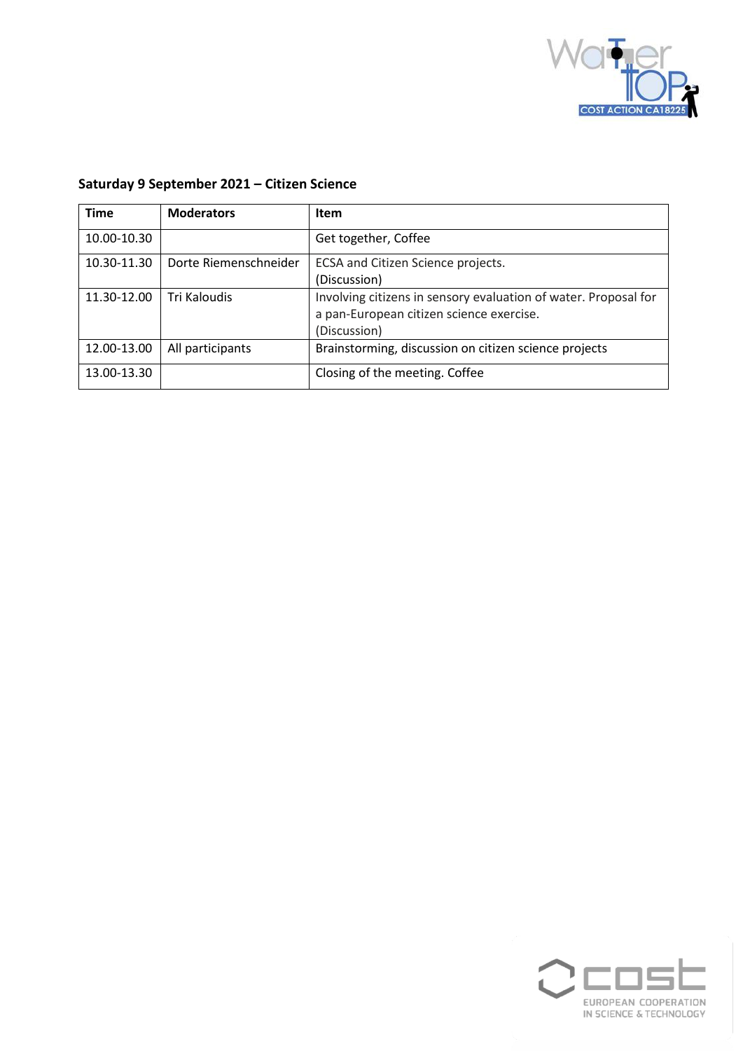**Saturday 9 September 2021 – Citizen Science**

| Time | Moderators | Item |
|---|---|---|
| 10.00-10.30 | | Get together, Coffee |
| 10.30-11.30 | Dorte Riemenschneider | ECSA and Citizen Science projects.<br>(Discussion) |
| 11.30-12.00 | Tri Kaloudis | Involving citizens in sensory evaluation of water. Proposal for a pan-European citizen science exercise.<br>(Discussion) |
| 12.00-13.00 | All participants | Brainstorming, discussion on citizen science projects |
| 13.00-13.30 | | Closing of the meeting. Coffee |